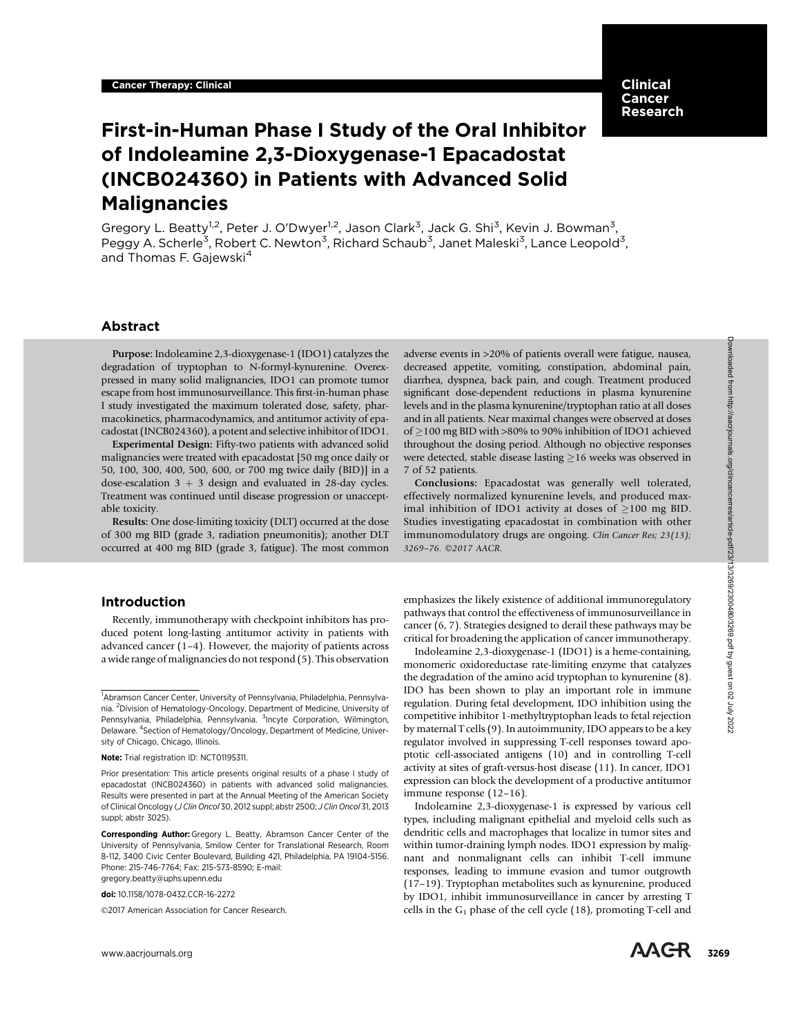Cancer Therapy: Clinical

# First-in-Human Phase I Study of the Oral Inhibitor of Indoleamine 2,3-Dioxygenase-1 Epacadostat (INCB024360) in Patients with Advanced Solid Malignancies

Gregory L. Beatty[1,2], Peter J. O'Dwyer[1,2], Jason Clark[3], Jack G. Shi[3], Kevin J. Bowman[3], Peggy A. Scherle[3], Robert C. Newton[3], Richard Schaub[3], Janet Maleski[3], Lance Leopold[3], and Thomas F. Gajewski[4]

## Abstract

**Purpose:** Indoleamine 2,3-dioxygenase-1 (IDO1) catalyzes the degradation of tryptophan to N-formyl-kynurenine. Overexpressed in many solid malignancies, IDO1 can promote tumor escape from host immunosurveillance. This first-in-human phase I study investigated the maximum tolerated dose, safety, pharmacokinetics, pharmacodynamics, and antitumor activity of epacadostat (INCB024360), a potent and selective inhibitor of IDO1.

**Experimental Design:** Fifty-two patients with advanced solid malignancies were treated with epacadostat [50 mg once daily or 50, 100, 300, 400, 500, 600, or 700 mg twice daily (BID)] in a dose-escalation 3 + 3 design and evaluated in 28-day cycles. Treatment was continued until disease progression or unacceptable toxicity.

**Results:** One dose-limiting toxicity (DLT) occurred at the dose of 300 mg BID (grade 3, radiation pneumonitis); another DLT occurred at 400 mg BID (grade 3, fatigue). The most common adverse events in >20% of patients overall were fatigue, nausea, decreased appetite, vomiting, constipation, abdominal pain, diarrhea, dyspnea, back pain, and cough. Treatment produced significant dose-dependent reductions in plasma kynurenine levels and in the plasma kynurenine/tryptophan ratio at all doses and in all patients. Near maximal changes were observed at doses of ≥100 mg BID with >80% to 90% inhibition of IDO1 achieved throughout the dosing period. Although no objective responses were detected, stable disease lasting ≥16 weeks was observed in 7 of 52 patients.

**Conclusions:** Epacadostat was generally well tolerated, effectively normalized kynurenine levels, and produced maximal inhibition of IDO1 activity at doses of ≥100 mg BID. Studies investigating epacadostat in combination with other immunomodulatory drugs are ongoing. *Clin Cancer Res; 23(13); 3269–76. ©2017 AACR.*

## Introduction

Recently, immunotherapy with checkpoint inhibitors has produced potent long-lasting antitumor activity in patients with advanced cancer (1–4). However, the majority of patients across a wide range of malignancies do not respond (5). This observation emphasizes the likely existence of additional immunoregulatory pathways that control the effectiveness of immunosurveillance in cancer (6, 7). Strategies designed to derail these pathways may be critical for broadening the application of cancer immunotherapy.

Indoleamine 2,3-dioxygenase-1 (IDO1) is a heme-containing, monomeric oxidoreductase rate-limiting enzyme that catalyzes the degradation of the amino acid tryptophan to kynurenine (8). IDO has been shown to play an important role in immune regulation. During fetal development, IDO inhibition using the competitive inhibitor 1-methyltryptophan leads to fetal rejection by maternal T cells (9). In autoimmunity, IDO appears to be a key regulator involved in suppressing T-cell responses toward apoptotic cell-associated antigens (10) and in controlling T-cell activity at sites of graft-versus-host disease (11). In cancer, IDO1 expression can block the development of a productive antitumor immune response (12–16).

Indoleamine 2,3-dioxygenase-1 is expressed by various cell types, including malignant epithelial and myeloid cells such as dendritic cells and macrophages that localize in tumor sites and within tumor-draining lymph nodes. IDO1 expression by malignant and nonmalignant cells can inhibit T-cell immune responses, leading to immune evasion and tumor outgrowth (17–19). Tryptophan metabolites such as kynurenine, produced by IDO1, inhibit immunosurveillance in cancer by arresting T cells in the $G_1$ phase of the cell cycle (18), promoting T-cell and

---

[1]Abramson Cancer Center, University of Pennsylvania, Philadelphia, Pennsylvania. [2]Division of Hematology-Oncology, Department of Medicine, University of Pennsylvania, Philadelphia, Pennsylvania. [3]Incyte Corporation, Wilmington, Delaware. [4]Section of Hematology/Oncology, Department of Medicine, University of Chicago, Chicago, Illinois.

**Note:** Trial registration ID: NCT01195311.

Prior presentation: This article presents original results of a phase I study of epacadostat (INCB024360) in patients with advanced solid malignancies. Results were presented in part at the Annual Meeting of the American Society of Clinical Oncology (*J Clin Oncol* 30, 2012 suppl; abstr 2500; *J Clin Oncol* 31, 2013 suppl; abstr 3025).

**Corresponding Author:** Gregory L. Beatty, Abramson Cancer Center of the University of Pennsylvania, Smilow Center for Translational Research, Room 8-112, 3400 Civic Center Boulevard, Building 421, Philadelphia, PA 19104-5156. Phone: 215-746-7764; Fax: 215-573-8590; E-mail: gregory.beatty@uphs.upenn.edu

**doi:** 10.1158/1078-0432.CCR-16-2272

©2017 American Association for Cancer Research.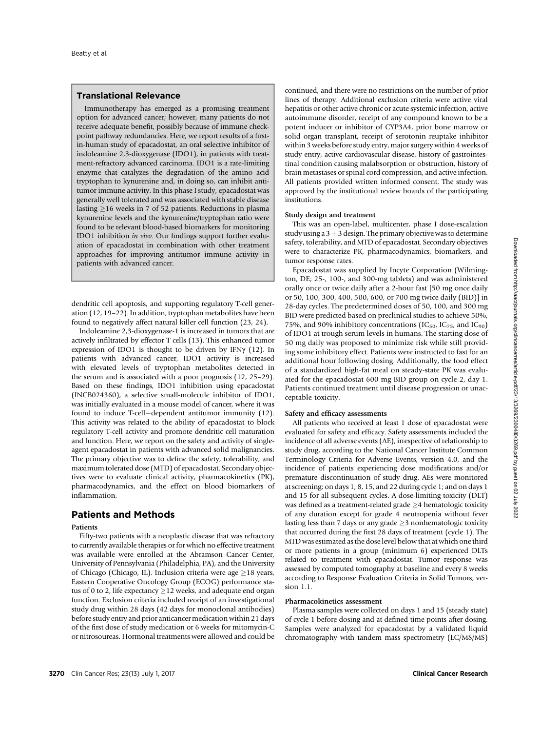## Translational Relevance

Immunotherapy has emerged as a promising treatment option for advanced cancer; however, many patients do not receive adequate benefit, possibly because of immune checkpoint pathway redundancies. Here, we report results of a first-in-human study of epacadostat, an oral selective inhibitor of indoleamine 2,3-dioxygenase (IDO1), in patients with treatment-refractory advanced carcinoma. IDO1 is a rate-limiting enzyme that catalyzes the degradation of the amino acid tryptophan to kynurenine and, in doing so, can inhibit antitumor immune activity. In this phase I study, epacadostat was generally well tolerated and was associated with stable disease lasting ≥16 weeks in 7 of 52 patients. Reductions in plasma kynurenine levels and the kynurenine/tryptophan ratio were found to be relevant blood-based biomarkers for monitoring IDO1 inhibition *in vivo*. Our findings support further evaluation of epacadostat in combination with other treatment approaches for improving antitumor immune activity in patients with advanced cancer.

dendritic cell apoptosis, and supporting regulatory T-cell generation (12, 19–22). In addition, tryptophan metabolites have been found to negatively affect natural killer cell function (23, 24).

Indoleamine 2,3-dioxygenase-1 is increased in tumors that are actively infiltrated by effector T cells (13). This enhanced tumor expression of IDO1 is thought to be driven by IFNγ (12). In patients with advanced cancer, IDO1 activity is increased with elevated levels of tryptophan metabolites detected in the serum and is associated with a poor prognosis (12, 25–29). Based on these findings, IDO1 inhibition using epacadostat (INCB024360), a selective small-molecule inhibitor of IDO1, was initially evaluated in a mouse model of cancer, where it was found to induce T-cell–dependent antitumor immunity (12). This activity was related to the ability of epacadostat to block regulatory T-cell activity and promote dendritic cell maturation and function. Here, we report on the safety and activity of single-agent epacadostat in patients with advanced solid malignancies. The primary objective was to define the safety, tolerability, and maximum tolerated dose (MTD) of epacadostat. Secondary objectives were to evaluate clinical activity, pharmacokinetics (PK), pharmacodynamics, and the effect on blood biomarkers of inflammation.

## Patients and Methods

### Patients

Fifty-two patients with a neoplastic disease that was refractory to currently available therapies or for which no effective treatment was available were enrolled at the Abramson Cancer Center, University of Pennsylvania (Philadelphia, PA), and the University of Chicago (Chicago, IL). Inclusion criteria were age ≥18 years, Eastern Cooperative Oncology Group (ECOG) performance status of 0 to 2, life expectancy ≥12 weeks, and adequate end organ function. Exclusion criteria included receipt of an investigational study drug within 28 days (42 days for monoclonal antibodies) before study entry and prior anticancer medication within 21 days of the first dose of study medication or 6 weeks for mitomycin-C or nitrosoureas. Hormonal treatments were allowed and could be continued, and there were no restrictions on the number of prior lines of therapy. Additional exclusion criteria were active viral hepatitis or other active chronic or acute systemic infection, active autoimmune disorder, receipt of any compound known to be a potent inducer or inhibitor of CYP3A4, prior bone marrow or solid organ transplant, receipt of serotonin reuptake inhibitor within 3 weeks before study entry, major surgery within 4 weeks of study entry, active cardiovascular disease, history of gastrointestinal condition causing malabsorption or obstruction, history of brain metastases or spinal cord compression, and active infection. All patients provided written informed consent. The study was approved by the institutional review boards of the participating institutions.

### Study design and treatment

This was an open-label, multicenter, phase I dose-escalation study using a 3 + 3 design. The primary objective was to determine safety, tolerability, and MTD of epacadostat. Secondary objectives were to characterize PK, pharmacodynamics, biomarkers, and tumor response rates.

Epacadostat was supplied by Incyte Corporation (Wilmington, DE; 25-, 100-, and 300-mg tablets) and was administered orally once or twice daily after a 2-hour fast [50 mg once daily or 50, 100, 300, 400, 500, 600, or 700 mg twice daily (BID)] in 28-day cycles. The predetermined doses of 50, 100, and 300 mg BID were predicted based on preclinical studies to achieve 50%, 75%, and 90% inhibitory concentrations ($IC_{50}$, $IC_{75}$, and $IC_{90}$) of IDO1 at trough serum levels in humans. The starting dose of 50 mg daily was proposed to minimize risk while still providing some inhibitory effect. Patients were instructed to fast for an additional hour following dosing. Additionally, the food effect of a standardized high-fat meal on steady-state PK was evaluated for the epacadostat 600 mg BID group on cycle 2, day 1. Patients continued treatment until disease progression or unacceptable toxicity.

### Safety and efficacy assessments

All patients who received at least 1 dose of epacadostat were evaluated for safety and efficacy. Safety assessments included the incidence of all adverse events (AE), irrespective of relationship to study drug, according to the National Cancer Institute Common Terminology Criteria for Adverse Events, version 4.0, and the incidence of patients experiencing dose modifications and/or premature discontinuation of study drug. AEs were monitored at screening; on days 1, 8, 15, and 22 during cycle 1; and on days 1 and 15 for all subsequent cycles. A dose-limiting toxicity (DLT) was defined as a treatment-related grade ≥4 hematologic toxicity of any duration except for grade 4 neutropenia without fever lasting less than 7 days or any grade ≥3 nonhematologic toxicity that occurred during the first 28 days of treatment (cycle 1). The MTD was estimated as the dose level below that at which one third or more patients in a group (minimum 6) experienced DLTs related to treatment with epacadostat. Tumor response was assessed by computed tomography at baseline and every 8 weeks according to Response Evaluation Criteria in Solid Tumors, version 1.1.

### Pharmacokinetics assessment

Plasma samples were collected on days 1 and 15 (steady state) of cycle 1 before dosing and at defined time points after dosing. Samples were analyzed for epacadostat by a validated liquid chromatography with tandem mass spectrometry (LC/MS/MS)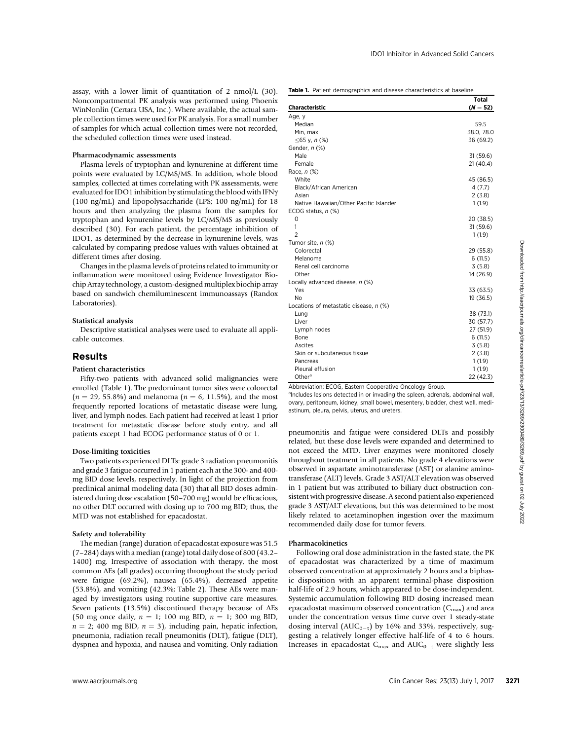assay, with a lower limit of quantitation of 2 nmol/L (30). Noncompartmental PK analysis was performed using Phoenix WinNonlin (Certara USA, Inc.). Where available, the actual sample collection times were used for PK analysis. For a small number of samples for which actual collection times were not recorded, the scheduled collection times were used instead.

#### Pharmacodynamic assessments

Plasma levels of tryptophan and kynurenine at different time points were evaluated by LC/MS/MS. In addition, whole blood samples, collected at times correlating with PK assessments, were evaluated for IDO1 inhibition by stimulating the blood with IFNγ (100 ng/mL) and lipopolysaccharide (LPS; 100 ng/mL) for 18 hours and then analyzing the plasma from the samples for tryptophan and kynurenine levels by LC/MS/MS as previously described (30). For each patient, the percentage inhibition of IDO1, as determined by the decrease in kynurenine levels, was calculated by comparing predose values with values obtained at different times after dosing.

Changes in the plasma levels of proteins related to immunity or inflammation were monitored using Evidence Investigator Biochip Array technology, a custom-designed multiplex biochip array based on sandwich chemiluminescent immunoassays (Randox Laboratories).

#### Statistical analysis

Descriptive statistical analyses were used to evaluate all applicable outcomes.

## Results

#### Patient characteristics

Fifty-two patients with advanced solid malignancies were enrolled (Table 1). The predominant tumor sites were colorectal ($n = 29$, 55.8%) and melanoma ($n = 6$, 11.5%), and the most frequently reported locations of metastatic disease were lung, liver, and lymph nodes. Each patient had received at least 1 prior treatment for metastatic disease before study entry, and all patients except 1 had ECOG performance status of 0 or 1.

#### Dose-limiting toxicities

Two patients experienced DLTs: grade 3 radiation pneumonitis and grade 3 fatigue occurred in 1 patient each at the 300- and 400-mg BID dose levels, respectively. In light of the projection from preclinical animal modeling data (30) that all BID doses administered during dose escalation (50–700 mg) would be efficacious, no other DLT occurred with dosing up to 700 mg BID; thus, the MTD was not established for epacadostat.

#### Safety and tolerability

The median (range) duration of epacadostat exposure was 51.5 (7–284) days with a median (range) total daily dose of 800 (43.2–1400) mg. Irrespective of association with therapy, the most common AEs (all grades) occurring throughout the study period were fatigue (69.2%), nausea (65.4%), decreased appetite (53.8%), and vomiting (42.3%; Table 2). These AEs were managed by investigators using routine supportive care measures. Seven patients (13.5%) discontinued therapy because of AEs (50 mg once daily, $n = 1$; 100 mg BID, $n = 1$; 300 mg BID, $n = 2$; 400 mg BID, $n = 3$), including pain, hepatic infection, pneumonia, radiation recall pneumonitis (DLT), fatigue (DLT), dyspnea and hypoxia, and nausea and vomiting. Only radiation pneumonitis and fatigue were considered DLTs and possibly related, but these dose levels were expanded and determined to not exceed the MTD. Liver enzymes were monitored closely throughout treatment in all patients. No grade 4 elevations were observed in aspartate aminotransferase (AST) or alanine aminotransferase (ALT) levels. Grade 3 AST/ALT elevation was observed in 1 patient but was attributed to biliary duct obstruction consistent with progressive disease. A second patient also experienced grade 3 AST/ALT elevations, but this was determined to be most likely related to acetaminophen ingestion over the maximum recommended daily dose for tumor fevers.

**Table 1.** Patient demographics and disease characteristics at baseline

| Characteristic | Total ($N = 52$) |
|---|---|
| Age, y | |
| Median | 59.5 |
| Min, max | 38.0, 78.0 |
| ≤65 y, n (%) | 36 (69.2) |
| Gender, n (%) | |
| Male | 31 (59.6) |
| Female | 21 (40.4) |
| Race, n (%) | |
| White | 45 (86.5) |
| Black/African American | 4 (7.7) |
| Asian | 2 (3.8) |
| Native Hawaiian/Other Pacific Islander | 1 (1.9) |
| ECOG status, n (%) | |
| 0 | 20 (38.5) |
| 1 | 31 (59.6) |
| 2 | 1 (1.9) |
| Tumor site, n (%) | |
| Colorectal | 29 (55.8) |
| Melanoma | 6 (11.5) |
| Renal cell carcinoma | 3 (5.8) |
| Other | 14 (26.9) |
| Locally advanced disease, n (%) | |
| Yes | 33 (63.5) |
| No | 19 (36.5) |
| Locations of metastatic disease, n (%) | |
| Lung | 38 (73.1) |
| Liver | 30 (57.7) |
| Lymph nodes | 27 (51.9) |
| Bone | 6 (11.5) |
| Ascites | 3 (5.8) |
| Skin or subcutaneous tissue | 2 (3.8) |
| Pancreas | 1 (1.9) |
| Pleural effusion | 1 (1.9) |
| Other[a] | 22 (42.3) |

Abbreviation: ECOG, Eastern Cooperative Oncology Group.

[a]Includes lesions detected in or invading the spleen, adrenals, abdominal wall, ovary, peritoneum, kidney, small bowel, mesentery, bladder, chest wall, mediastinum, pleura, pelvis, uterus, and ureters.

#### Pharmacokinetics

Following oral dose administration in the fasted state, the PK of epacadostat was characterized by a time of maximum observed concentration at approximately 2 hours and a biphasic disposition with an apparent terminal-phase disposition half-life of 2.9 hours, which appeared to be dose-independent. Systemic accumulation following BID dosing increased mean epacadostat maximum observed concentration ($C_{max}$) and area under the concentration versus time curve over 1 steady-state dosing interval ($AUC_{0-\tau}$) by 16% and 33%, respectively, suggesting a relatively longer effective half-life of 4 to 6 hours. Increases in epacadostat $C_{max}$ and $AUC_{0-\tau}$ were slightly less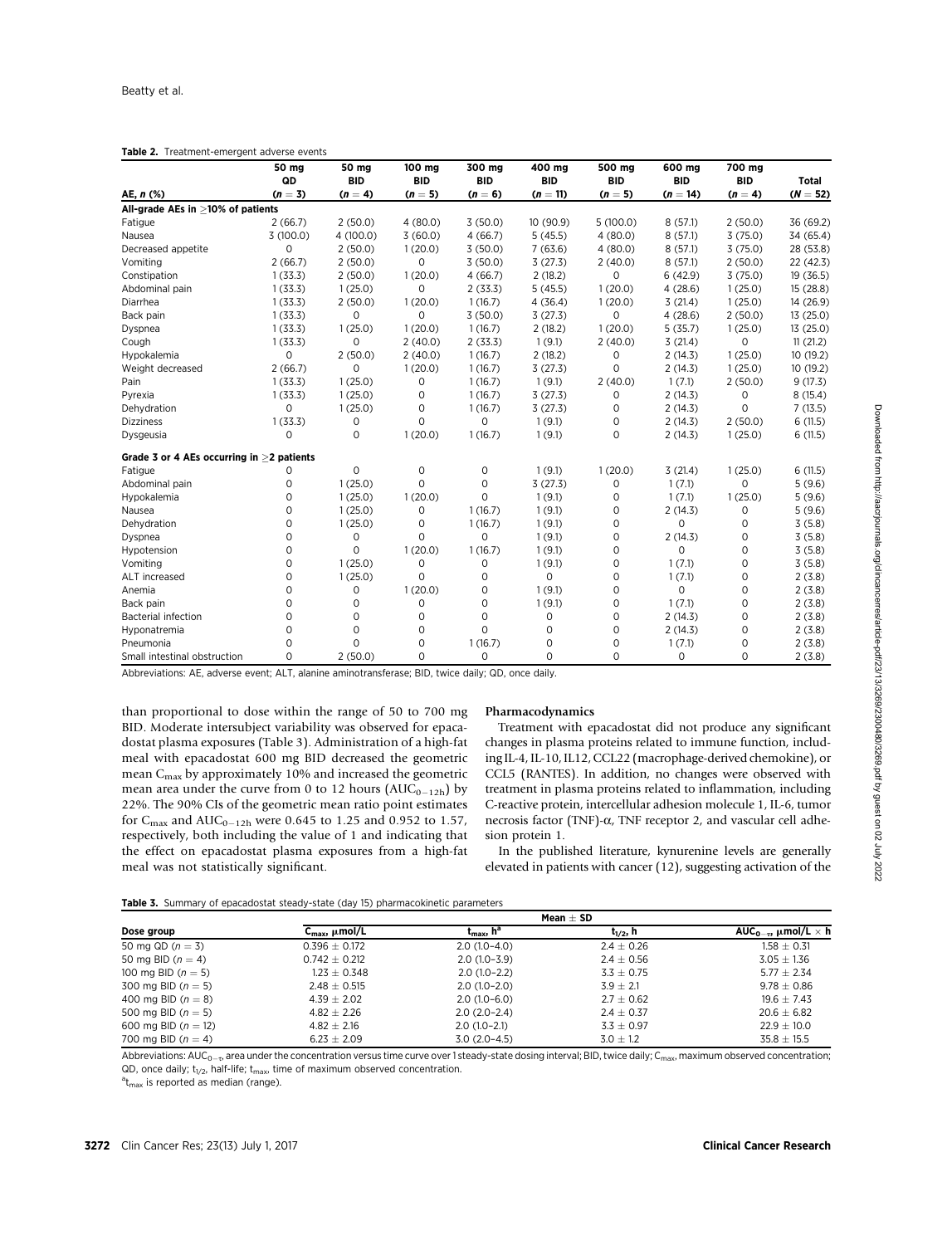**Table 2.** Treatment-emergent adverse events

| AE, *n* (%) | 50 mg QD ($n = 3$) | 50 mg BID ($n = 4$) | 100 mg BID ($n = 5$) | 300 mg BID ($n = 6$) | 400 mg BID ($n = 11$) | 500 mg BID ($n = 5$) | 600 mg BID ($n = 14$) | 700 mg BID ($n = 4$) | Total ($N = 52$) |
|---|---|---|---|---|---|---|---|---|---|
| **All-grade AEs in ≥10% of patients** | | | | | | | | | |
| Fatigue | 2 (66.7) | 2 (50.0) | 4 (80.0) | 3 (50.0) | 10 (90.9) | 5 (100.0) | 8 (57.1) | 2 (50.0) | 36 (69.2) |
| Nausea | 3 (100.0) | 4 (100.0) | 3 (60.0) | 4 (66.7) | 5 (45.5) | 4 (80.0) | 8 (57.1) | 3 (75.0) | 34 (65.4) |
| Decreased appetite | 0 | 2 (50.0) | 1 (20.0) | 3 (50.0) | 7 (63.6) | 4 (80.0) | 8 (57.1) | 3 (75.0) | 28 (53.8) |
| Vomiting | 2 (66.7) | 2 (50.0) | 0 | 3 (50.0) | 3 (27.3) | 2 (40.0) | 8 (57.1) | 2 (50.0) | 22 (42.3) |
| Constipation | 1 (33.3) | 2 (50.0) | 1 (20.0) | 4 (66.7) | 2 (18.2) | 0 | 6 (42.9) | 3 (75.0) | 19 (36.5) |
| Abdominal pain | 1 (33.3) | 1 (25.0) | 0 | 2 (33.3) | 5 (45.5) | 1 (20.0) | 4 (28.6) | 1 (25.0) | 15 (28.8) |
| Diarrhea | 1 (33.3) | 2 (50.0) | 1 (20.0) | 1 (16.7) | 4 (36.4) | 1 (20.0) | 3 (21.4) | 1 (25.0) | 14 (26.9) |
| Back pain | 1 (33.3) | 0 | 0 | 3 (50.0) | 3 (27.3) | 0 | 4 (28.6) | 2 (50.0) | 13 (25.0) |
| Dyspnea | 1 (33.3) | 1 (25.0) | 1 (20.0) | 1 (16.7) | 2 (18.2) | 1 (20.0) | 5 (35.7) | 1 (25.0) | 13 (25.0) |
| Cough | 1 (33.3) | 0 | 2 (40.0) | 2 (33.3) | 1 (9.1) | 2 (40.0) | 3 (21.4) | 0 | 11 (21.2) |
| Hypokalemia | 0 | 2 (50.0) | 2 (40.0) | 1 (16.7) | 2 (18.2) | 0 | 2 (14.3) | 1 (25.0) | 10 (19.2) |
| Weight decreased | 2 (66.7) | 0 | 1 (20.0) | 1 (16.7) | 3 (27.3) | 0 | 2 (14.3) | 1 (25.0) | 10 (19.2) |
| Pain | 1 (33.3) | 1 (25.0) | 0 | 1 (16.7) | 1 (9.1) | 2 (40.0) | 1 (7.1) | 2 (50.0) | 9 (17.3) |
| Pyrexia | 1 (33.3) | 1 (25.0) | 0 | 1 (16.7) | 3 (27.3) | 0 | 2 (14.3) | 0 | 8 (15.4) |
| Dehydration | 0 | 1 (25.0) | 0 | 1 (16.7) | 3 (27.3) | 0 | 2 (14.3) | 0 | 7 (13.5) |
| Dizziness | 1 (33.3) | 0 | 0 | 0 | 1 (9.1) | 0 | 2 (14.3) | 2 (50.0) | 6 (11.5) |
| Dysgeusia | 0 | 0 | 1 (20.0) | 1 (16.7) | 1 (9.1) | 0 | 2 (14.3) | 1 (25.0) | 6 (11.5) |
| **Grade 3 or 4 AEs occurring in ≥2 patients** | | | | | | | | | |
| Fatigue | 0 | 0 | 0 | 0 | 1 (9.1) | 1 (20.0) | 3 (21.4) | 1 (25.0) | 6 (11.5) |
| Abdominal pain | 0 | 1 (25.0) | 0 | 0 | 3 (27.3) | 0 | 1 (7.1) | 0 | 5 (9.6) |
| Hypokalemia | 0 | 1 (25.0) | 1 (20.0) | 0 | 1 (9.1) | 0 | 1 (7.1) | 1 (25.0) | 5 (9.6) |
| Nausea | 0 | 1 (25.0) | 0 | 1 (16.7) | 1 (9.1) | 0 | 2 (14.3) | 0 | 5 (9.6) |
| Dehydration | 0 | 1 (25.0) | 0 | 1 (16.7) | 1 (9.1) | 0 | 0 | 0 | 3 (5.8) |
| Dyspnea | 0 | 0 | 0 | 0 | 1 (9.1) | 0 | 2 (14.3) | 0 | 3 (5.8) |
| Hypotension | 0 | 0 | 1 (20.0) | 1 (16.7) | 1 (9.1) | 0 | 0 | 0 | 3 (5.8) |
| Vomiting | 0 | 1 (25.0) | 0 | 0 | 1 (9.1) | 0 | 1 (7.1) | 0 | 3 (5.8) |
| ALT increased | 0 | 1 (25.0) | 0 | 0 | 0 | 0 | 1 (7.1) | 0 | 2 (3.8) |
| Anemia | 0 | 0 | 1 (20.0) | 0 | 1 (9.1) | 0 | 0 | 0 | 2 (3.8) |
| Back pain | 0 | 0 | 0 | 0 | 1 (9.1) | 0 | 1 (7.1) | 0 | 2 (3.8) |
| Bacterial infection | 0 | 0 | 0 | 0 | 0 | 0 | 2 (14.3) | 0 | 2 (3.8) |
| Hyponatremia | 0 | 0 | 0 | 0 | 0 | 0 | 2 (14.3) | 0 | 2 (3.8) |
| Pneumonia | 0 | 0 | 0 | 1 (16.7) | 0 | 0 | 1 (7.1) | 0 | 2 (3.8) |
| Small intestinal obstruction | 0 | 2 (50.0) | 0 | 0 | 0 | 0 | 0 | 0 | 2 (3.8) |

Abbreviations: AE, adverse event; ALT, alanine aminotransferase; BID, twice daily; QD, once daily.

than proportional to dose within the range of 50 to 700 mg BID. Moderate intersubject variability was observed for epacadostat plasma exposures (Table 3). Administration of a high-fat meal with epacadostat 600 mg BID decreased the geometric mean $C_{max}$ by approximately 10% and increased the geometric mean area under the curve from 0 to 12 hours ($AUC_{0-12h}$) by 22%. The 90% CIs of the geometric mean ratio point estimates for $C_{max}$ and $AUC_{0-12h}$ were 0.645 to 1.25 and 0.952 to 1.57, respectively, both including the value of 1 and indicating that the effect on epacadostat plasma exposures from a high-fat meal was not statistically significant.

### Pharmacodynamics

Treatment with epacadostat did not produce any significant changes in plasma proteins related to immune function, including IL-4, IL-10, IL12, CCL22 (macrophage-derived chemokine), or CCL5 (RANTES). In addition, no changes were observed with treatment in plasma proteins related to inflammation, including C-reactive protein, intercellular adhesion molecule 1, IL-6, tumor necrosis factor (TNF)-α, TNF receptor 2, and vascular cell adhesion protein 1.

In the published literature, kynurenine levels are generally elevated in patients with cancer (12), suggesting activation of the

**Table 3.** Summary of epacadostat steady-state (day 15) pharmacokinetic parameters

| Dose group | Mean ± SD | | | |
|---|---|---|---|---|
| | $C_{max}$, μmol/L | $t_{max}$, h[a] | $t_{1/2}$, h | $AUC_{0-\tau}$, μmol/L × h |
| 50 mg QD ($n = 3$) | 0.396 ± 0.172 | 2.0 (1.0–4.0) | 2.4 ± 0.26 | 1.58 ± 0.31 |
| 50 mg BID ($n = 4$) | 0.742 ± 0.212 | 2.0 (1.0–3.9) | 2.4 ± 0.56 | 3.05 ± 1.36 |
| 100 mg BID ($n = 5$) | 1.23 ± 0.348 | 2.0 (1.0–2.2) | 3.3 ± 0.75 | 5.77 ± 2.34 |
| 300 mg BID ($n = 5$) | 2.48 ± 0.515 | 2.0 (1.0–2.0) | 3.9 ± 2.1 | 9.78 ± 0.86 |
| 400 mg BID ($n = 8$) | 4.39 ± 2.02 | 2.0 (1.0–6.0) | 2.7 ± 0.62 | 19.6 ± 7.43 |
| 500 mg BID ($n = 5$) | 4.82 ± 2.26 | 2.0 (2.0–2.4) | 2.4 ± 0.37 | 20.6 ± 6.82 |
| 600 mg BID ($n = 12$) | 4.82 ± 2.16 | 2.0 (1.0–2.1) | 3.3 ± 0.97 | 22.9 ± 10.0 |
| 700 mg BID ($n = 4$) | 6.23 ± 2.09 | 3.0 (2.0–4.5) | 3.0 ± 1.2 | 35.8 ± 15.5 |

Abbreviations: $AUC_{0-\tau}$, area under the concentration versus time curve over 1 steady-state dosing interval; BID, twice daily; $C_{max}$, maximum observed concentration; QD, once daily; $t_{1/2}$, half-life; $t_{max}$, time of maximum observed concentration.

[a] $t_{max}$ is reported as median (range).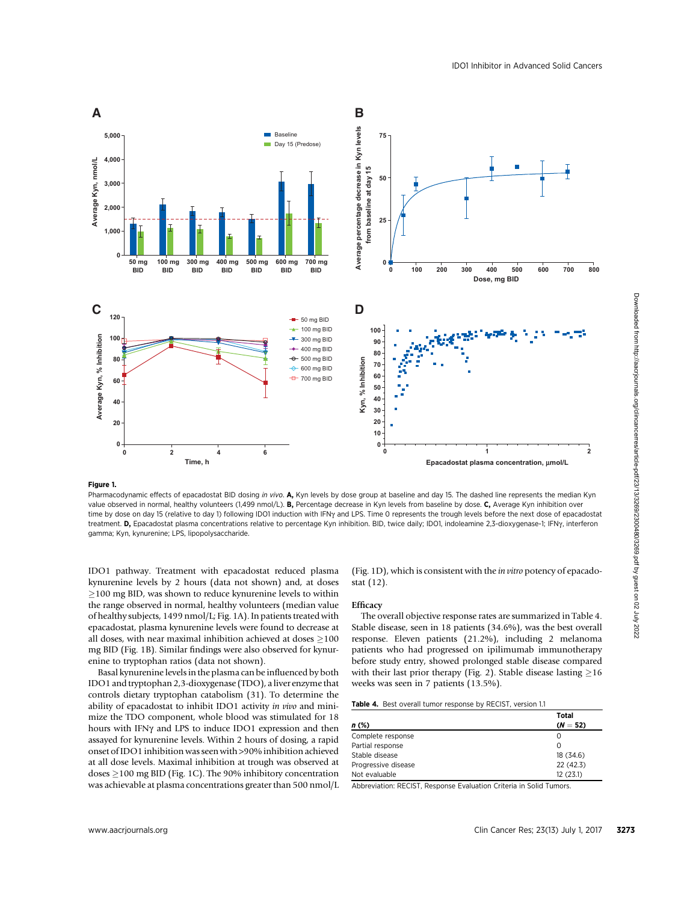**Figure 1.**

Pharmacodynamic effects of epacadostat BID dosing *in vivo*. **A,** Kyn levels by dose group at baseline and day 15. The dashed line represents the median Kyn value observed in normal, healthy volunteers (1,499 nmol/L). **B,** Percentage decrease in Kyn levels from baseline by dose. **C,** Average Kyn inhibition over time by dose on day 15 (relative to day 1) following IDO1 induction with IFNγ and LPS. Time 0 represents the trough levels before the next dose of epacadostat treatment. **D,** Epacadostat plasma concentrations relative to percentage Kyn inhibition. BID, twice daily; IDO1, indoleamine 2,3-dioxygenase-1; IFNγ, interferon gamma; Kyn, kynurenine; LPS, lipopolysaccharide.

IDO1 pathway. Treatment with epacadostat reduced plasma kynurenine levels by 2 hours (data not shown) and, at doses ≥100 mg BID, was shown to reduce kynurenine levels to within the range observed in normal, healthy volunteers (median value of healthy subjects, 1499 nmol/L; Fig. 1A). In patients treated with epacadostat, plasma kynurenine levels were found to decrease at all doses, with near maximal inhibition achieved at doses ≥100 mg BID (Fig. 1B). Similar findings were also observed for kynurenine to tryptophan ratios (data not shown).

Basal kynurenine levels in the plasma can be influenced by both IDO1 and tryptophan 2,3-dioxygenase (TDO), a liver enzyme that controls dietary tryptophan catabolism (31). To determine the ability of epacadostat to inhibit IDO1 activity *in vivo* and minimize the TDO component, whole blood was stimulated for 18 hours with IFNγ and LPS to induce IDO1 expression and then assayed for kynurenine levels. Within 2 hours of dosing, a rapid onset of IDO1 inhibition was seen with >90% inhibition achieved at all dose levels. Maximal inhibition at trough was observed at doses ≥100 mg BID (Fig. 1C). The 90% inhibitory concentration was achievable at plasma concentrations greater than 500 nmol/L (Fig. 1D), which is consistent with the *in vitro* potency of epacadostat (12).

## Efficacy

The overall objective response rates are summarized in Table 4. Stable disease, seen in 18 patients (34.6%), was the best overall response. Eleven patients (21.2%), including 2 melanoma patients who had progressed on ipilimumab immunotherapy before study entry, showed prolonged stable disease compared with their last prior therapy (Fig. 2). Stable disease lasting ≥16 weeks was seen in 7 patients (13.5%).

**Table 4.** Best overall tumor response by RECIST, version 1.1

| *n* (%) | Total (*N* = 52) |
|---|---|
| Complete response | 0 |
| Partial response | 0 |
| Stable disease | 18 (34.6) |
| Progressive disease | 22 (42.3) |
| Not evaluable | 12 (23.1) |

Abbreviation: RECIST, Response Evaluation Criteria in Solid Tumors.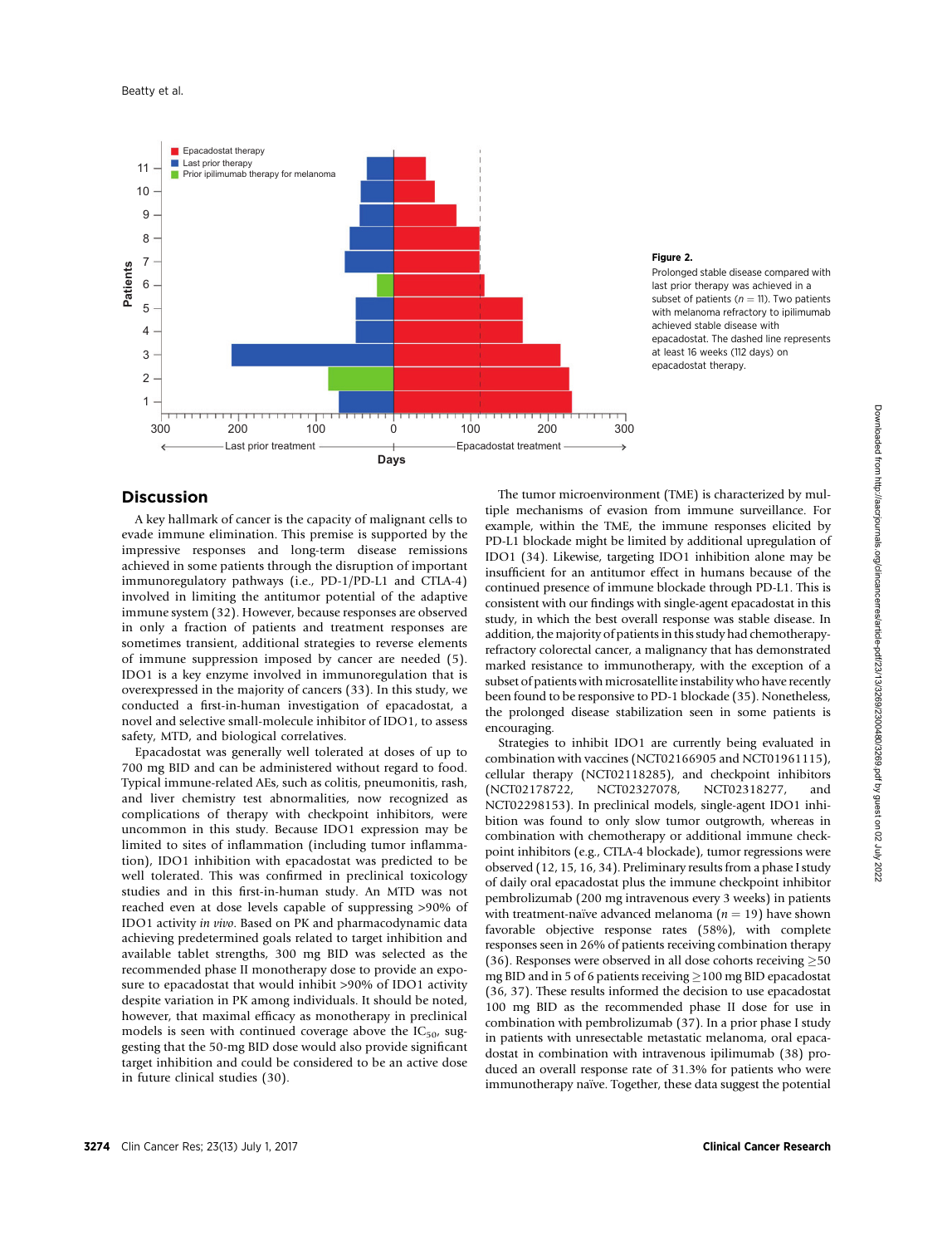**Figure 2.**

Prolonged stable disease compared with last prior therapy was achieved in a subset of patients ($n = 11$). Two patients with melanoma refractory to ipilimumab achieved stable disease with epacadostat. The dashed line represents at least 16 weeks (112 days) on epacadostat therapy.

## Discussion

A key hallmark of cancer is the capacity of malignant cells to evade immune elimination. This premise is supported by the impressive responses and long-term disease remissions achieved in some patients through the disruption of important immunoregulatory pathways (i.e., PD-1/PD-L1 and CTLA-4) involved in limiting the antitumor potential of the adaptive immune system (32). However, because responses are observed in only a fraction of patients and treatment responses are sometimes transient, additional strategies to reverse elements of immune suppression imposed by cancer are needed (5). IDO1 is a key enzyme involved in immunoregulation that is overexpressed in the majority of cancers (33). In this study, we conducted a first-in-human investigation of epacadostat, a novel and selective small-molecule inhibitor of IDO1, to assess safety, MTD, and biological correlatives.

Epacadostat was generally well tolerated at doses of up to 700 mg BID and can be administered without regard to food. Typical immune-related AEs, such as colitis, pneumonitis, rash, and liver chemistry test abnormalities, now recognized as complications of therapy with checkpoint inhibitors, were uncommon in this study. Because IDO1 expression may be limited to sites of inflammation (including tumor inflammation), IDO1 inhibition with epacadostat was predicted to be well tolerated. This was confirmed in preclinical toxicology studies and in this first-in-human study. An MTD was not reached even at dose levels capable of suppressing >90% of IDO1 activity *in vivo*. Based on PK and pharmacodynamic data achieving predetermined goals related to target inhibition and available tablet strengths, 300 mg BID was selected as the recommended phase II monotherapy dose to provide an exposure to epacadostat that would inhibit >90% of IDO1 activity despite variation in PK among individuals. It should be noted, however, that maximal efficacy as monotherapy in preclinical models is seen with continued coverage above the $IC_{50}$, suggesting that the 50-mg BID dose would also provide significant target inhibition and could be considered to be an active dose in future clinical studies (30).

The tumor microenvironment (TME) is characterized by multiple mechanisms of evasion from immune surveillance. For example, within the TME, the immune responses elicited by PD-L1 blockade might be limited by additional upregulation of IDO1 (34). Likewise, targeting IDO1 inhibition alone may be insufficient for an antitumor effect in humans because of the continued presence of immune blockade through PD-L1. This is consistent with our findings with single-agent epacadostat in this study, in which the best overall response was stable disease. In addition, the majority of patients in this study had chemotherapy-refractory colorectal cancer, a malignancy that has demonstrated marked resistance to immunotherapy, with the exception of a subset of patients with microsatellite instability who have recently been found to be responsive to PD-1 blockade (35). Nonetheless, the prolonged disease stabilization seen in some patients is encouraging.

Strategies to inhibit IDO1 are currently being evaluated in combination with vaccines (NCT02166905 and NCT01961115), cellular therapy (NCT02118285), and checkpoint inhibitors (NCT02178722, NCT02327078, NCT02318277, and NCT02298153). In preclinical models, single-agent IDO1 inhibition was found to only slow tumor outgrowth, whereas in combination with chemotherapy or additional immune checkpoint inhibitors (e.g., CTLA-4 blockade), tumor regressions were observed (12, 15, 16, 34). Preliminary results from a phase I study of daily oral epacadostat plus the immune checkpoint inhibitor pembrolizumab (200 mg intravenous every 3 weeks) in patients with treatment-naïve advanced melanoma ($n = 19$) have shown favorable objective response rates (58%), with complete responses seen in 26% of patients receiving combination therapy (36). Responses were observed in all dose cohorts receiving ≥50 mg BID and in 5 of 6 patients receiving ≥100 mg BID epacadostat (36, 37). These results informed the decision to use epacadostat 100 mg BID as the recommended phase II dose for use in combination with pembrolizumab (37). In a prior phase I study in patients with unresectable metastatic melanoma, oral epacadostat in combination with intravenous ipilimumab (38) produced an overall response rate of 31.3% for patients who were immunotherapy naïve. Together, these data suggest the potential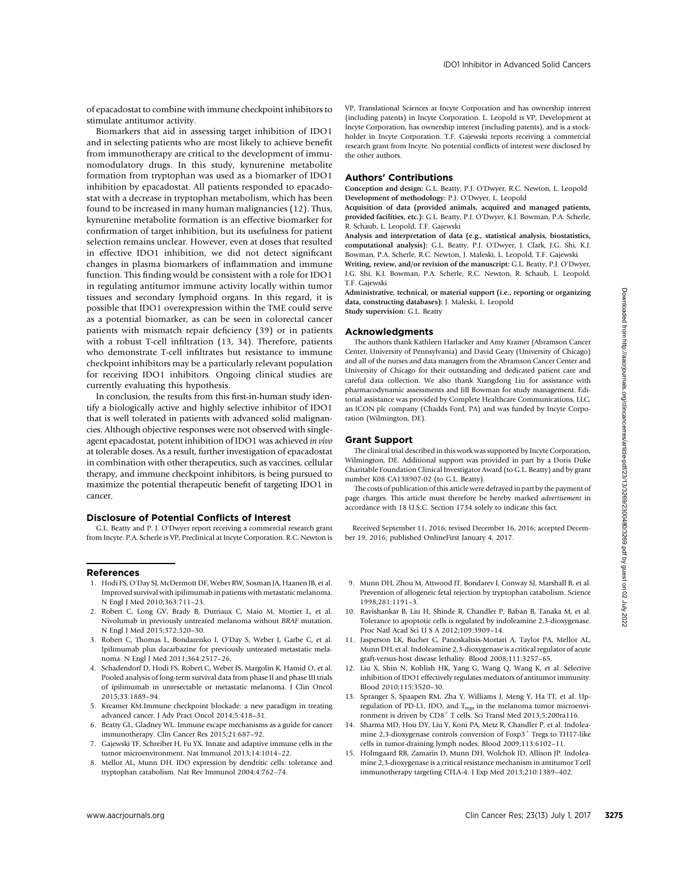of epacadostat to combine with immune checkpoint inhibitors to stimulate antitumor activity.

Biomarkers that aid in assessing target inhibition of IDO1 and in selecting patients who are most likely to achieve benefit from immunotherapy are critical to the development of immunomodulatory drugs. In this study, kynurenine metabolite formation from tryptophan was used as a biomarker of IDO1 inhibition by epacadostat. All patients responded to epacadostat with a decrease in tryptophan metabolism, which has been found to be increased in many human malignancies (12). Thus, kynurenine metabolite formation is an effective biomarker for confirmation of target inhibition, but its usefulness for patient selection remains unclear. However, even at doses that resulted in effective IDO1 inhibition, we did not detect significant changes in plasma biomarkers of inflammation and immune function. This finding would be consistent with a role for IDO1 in regulating antitumor immune activity locally within tumor tissues and secondary lymphoid organs. In this regard, it is possible that IDO1 overexpression within the TME could serve as a potential biomarker, as can be seen in colorectal cancer patients with mismatch repair deficiency (39) or in patients with a robust T-cell infiltration (13, 34). Therefore, patients who demonstrate T-cell infiltrates but resistance to immune checkpoint inhibitors may be a particularly relevant population for receiving IDO1 inhibitors. Ongoing clinical studies are currently evaluating this hypothesis.

In conclusion, the results from this first-in-human study identify a biologically active and highly selective inhibitor of IDO1 that is well tolerated in patients with advanced solid malignancies. Although objective responses were not observed with single-agent epacadostat, potent inhibition of IDO1 was achieved *in vivo* at tolerable doses. As a result, further investigation of epacadostat in combination with other therapeutics, such as vaccines, cellular therapy, and immune checkpoint inhibitors, is being pursued to maximize the potential therapeutic benefit of targeting IDO1 in cancer.

## Disclosure of Potential Conflicts of Interest

G.L. Beatty and P. J. O'Dwyer report receiving a commercial research grant from Incyte. P.A. Scherle is VP, Preclinical at Incyte Corporation. R.C. Newton is VP, Translational Sciences at Incyte Corporation and has ownership interest (including patents) in Incyte Corporation. L. Leopold is VP, Development at Incyte Corporation, has ownership interest (including patents), and is a stockholder in Incyte Corporation. T.F. Gajewski reports receiving a commercial research grant from Incyte. No potential conflicts of interest were disclosed by the other authors.

## Authors' Contributions

**Conception and design:** G.L. Beatty, P.J. O'Dwyer, R.C. Newton, L. Leopold
**Development of methodology:** P.J. O'Dwyer, L. Leopold
**Acquisition of data (provided animals, acquired and managed patients, provided facilities, etc.):** G.L. Beatty, P.J. O'Dwyer, K.J. Bowman, P.A. Scherle, R. Schaub, L. Leopold, T.F. Gajewski
**Analysis and interpretation of data (e.g., statistical analysis, biostatistics, computational analysis):** G.L. Beatty, P.J. O'Dwyer, J. Clark, J.G. Shi, K.J. Bowman, P.A. Scherle, R.C. Newton, J. Maleski, L. Leopold, T.F. Gajewski
**Writing, review, and/or revision of the manuscript:** G.L. Beatty, P.J. O'Dwyer, J.G. Shi, K.J. Bowman, P.A. Scherle, R.C. Newton, R. Schaub, L. Leopold, T.F. Gajewski
**Administrative, technical, or material support (i.e., reporting or organizing data, constructing databases):** J. Maleski, L. Leopold
**Study supervision:** G.L. Beatty

## Acknowledgments

The authors thank Kathleen Harlacker and Amy Kramer (Abramson Cancer Center, University of Pennsylvania) and David Geary (University of Chicago) and all of the nurses and data managers from the Abramson Cancer Center and University of Chicago for their outstanding and dedicated patient care and careful data collection. We also thank Xiangdong Liu for assistance with pharmacodynamic assessments and Jill Bowman for study management. Editorial assistance was provided by Complete Healthcare Communications, LLC, an ICON plc company (Chadds Ford, PA) and was funded by Incyte Corporation (Wilmington, DE).

## Grant Support

The clinical trial described in this work was supported by Incyte Corporation, Wilmington, DE. Additional support was provided in part by a Doris Duke Charitable Foundation Clinical Investigator Award (to G.L. Beatty) and by grant number K08 CA138907-02 (to G.L. Beatty).

The costs of publication of this article were defrayed in part by the payment of page charges. This article must therefore be hereby marked *advertisement* in accordance with 18 U.S.C. Section 1734 solely to indicate this fact.

Received September 11, 2016; revised December 16, 2016; accepted December 19, 2016; published OnlineFirst January 4, 2017.

## References

1. Hodi FS, O'Day SJ, McDermott DF, Weber RW, Sosman JA, Haanen JB, et al. Improved survival with ipilimumab in patients with metastatic melanoma. N Engl J Med 2010;363:711–23.
2. Robert C, Long GV, Brady B, Dutriaux C, Maio M, Mortier L, et al. Nivolumab in previously untreated melanoma without *BRAF* mutation. N Engl J Med 2015;372:320–30.
3. Robert C, Thomas L, Bondarenko I, O'Day S, Weber J, Garbe C, et al. Ipilimumab plus dacarbazine for previously untreated metastatic melanoma. N Engl J Med 2011;364:2517–26.
4. Schadendorf D, Hodi FS, Robert C, Weber JS, Margolin K, Hamid O, et al. Pooled analysis of long-term survival data from phase II and phase III trials of ipilimumab in unresectable or metastatic melanoma. J Clin Oncol 2015;33:1889–94.
5. Kreamer KM.Immune checkpoint blockade: a new paradigm in treating advanced cancer. J Adv Pract Oncol 2014;5:418–31.
6. Beatty GL, Gladney WL. Immune escape mechanisms as a guide for cancer immunotherapy. Clin Cancer Res 2015;21:687–92.
7. Gajewski TF, Schreiber H, Fu YX. Innate and adaptive immune cells in the tumor microenvironment. Nat Immunol 2013;14:1014–22.
8. Mellor AL, Munn DH. IDO expression by dendritic cells: tolerance and tryptophan catabolism. Nat Rev Immunol 2004;4:762–74.
9. Munn DH, Zhou M, Attwood JT, Bondarev I, Conway SJ, Marshall B, et al. Prevention of allogeneic fetal rejection by tryptophan catabolism. Science 1998;281:1191–3.
10. Ravishankar B, Liu H, Shinde R, Chandler P, Baban B, Tanaka M, et al. Tolerance to apoptotic cells is regulated by indoleamine 2,3-dioxygenase. Proc Natl Acad Sci U S A 2012;109:3909–14.
11. Jasperson LK, Bucher C, Panoskaltsis-Mortari A, Taylor PA, Mellor AL, Munn DH, et al. Indoleamine 2,3-dioxygenase is a critical regulator of acute graft-versus-host disease lethality. Blood 2008;111:3257–65.
12. Liu X, Shin N, Koblish HK, Yang G, Wang Q, Wang K, et al. Selective inhibition of IDO1 effectively regulates mediators of antitumor immunity. Blood 2010;115:3520–30.
13. Spranger S, Spaapen RM, Zha Y, Williams J, Meng Y, Ha TT, et al. Up-regulation of PD-L1, IDO, and $T_{regs}$ in the melanoma tumor microenvironment is driven by $CD8^+$ T cells. Sci Transl Med 2013;5:200ra116.
14. Sharma MD, Hou DY, Liu Y, Koni PA, Metz R, Chandler P, et al. Indoleamine 2,3-dioxygenase controls conversion of $Foxp3^+$ Tregs to TH17-like cells in tumor-draining lymph nodes. Blood 2009;113:6102–11.
15. Holmgaard RB, Zamarin D, Munn DH, Wolchok JD, Allison JP. Indoleamine 2,3-dioxygenase is a critical resistance mechanism in antitumor T cell immunotherapy targeting CTLA-4. J Exp Med 2013;210:1389–402.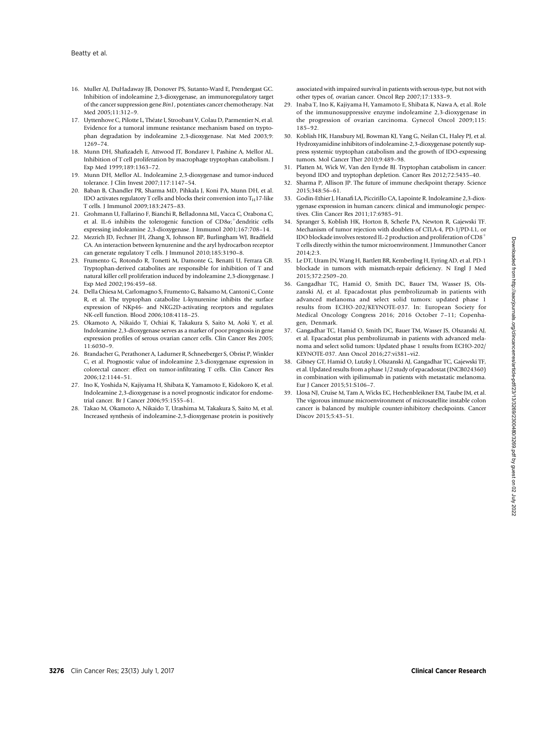16. Muller AJ, DuHadaway JB, Donover PS, Sutanto-Ward E, Prendergast GC. Inhibition of indoleamine 2,3-dioxygenase, an immunoregulatory target of the cancer suppression gene *Bin1*, potentiates cancer chemotherapy. Nat Med 2005;11:312–9.
17. Uyttenhove C, Pilotte L, Théate I, Stroobant V, Colau D, Parmentier N, et al. Evidence for a tumoral immune resistance mechanism based on tryptophan degradation by indoleamine 2,3-dioxygenase. Nat Med 2003;9: 1269–74.
18. Munn DH, Shafizadeh E, Attwood JT, Bondarev I, Pashine A, Mellor AL. Inhibition of T cell proliferation by macrophage tryptophan catabolism. J Exp Med 1999;189:1363–72.
19. Munn DH, Mellor AL. Indoleamine 2,3-dioxygenase and tumor-induced tolerance. J Clin Invest 2007;117:1147–54.
20. Baban B, Chandler PR, Sharma MD, Pihkala J, Koni PA, Munn DH, et al. IDO activates regulatory T cells and blocks their conversion into $T_H$17-like T cells. J Immunol 2009;183:2475–83.
21. Grohmann U, Fallarino F, Bianchi R, Belladonna ML, Vacca C, Orabona C, et al. IL-6 inhibits the tolerogenic function of $CD8\alpha^+$dendritic cells expressing indoleamine 2,3-dioxygenase. J Immunol 2001;167:708–14.
22. Mezrich JD, Fechner JH, Zhang X, Johnson BP, Burlingham WJ, Bradfield CA. An interaction between kynurenine and the aryl hydrocarbon receptor can generate regulatory T cells. J Immunol 2010;185:3190–8.
23. Frumento G, Rotondo R, Tonetti M, Damonte G, Benatti U, Ferrara GB. Tryptophan-derived catabolites are responsible for inhibition of T and natural killer cell proliferation induced by indoleamine 2,3-dioxygenase. J Exp Med 2002;196:459–68.
24. Della Chiesa M, Carlomagno S, Frumento G, Balsamo M, Cantoni C, Conte R, et al. The tryptophan catabolite L-kynurenine inhibits the surface expression of NKp46- and NKG2D-activating receptors and regulates NK-cell function. Blood 2006;108:4118–25.
25. Okamoto A, Nikaido T, Ochiai K, Takakura S, Saito M, Aoki Y, et al. Indoleamine 2,3-dioxygenase serves as a marker of poor prognosis in gene expression profiles of serous ovarian cancer cells. Clin Cancer Res 2005; 11:6030–9.
26. Brandacher G, Perathoner A, Ladurner R, Schneeberger S, Obrist P, Winkler C, et al. Prognostic value of indoleamine 2,3-dioxygenase expression in colorectal cancer: effect on tumor-infiltrating T cells. Clin Cancer Res 2006;12:1144–51.
27. Ino K, Yoshida N, Kajiyama H, Shibata K, Yamamoto E, Kidokoro K, et al. Indoleamine 2,3-dioxygenase is a novel prognostic indicator for endometrial cancer. Br J Cancer 2006;95:1555–61.
28. Takao M, Okamoto A, Nikaido T, Urashima M, Takakura S, Saito M, et al. Increased synthesis of indoleamine-2,3-dioxygenase protein is positively associated with impaired survival in patients with serous-type, but not with other types of, ovarian cancer. Oncol Rep 2007;17:1333–9.
29. Inaba T, Ino K, Kajiyama H, Yamamoto E, Shibata K, Nawa A, et al. Role of the immunosuppressive enzyme indoleamine 2,3-dioxygenase in the progression of ovarian carcinoma. Gynecol Oncol 2009;115: 185–92.
30. Koblish HK, Hansbury MJ, Bowman KJ, Yang G, Neilan CL, Haley PJ, et al. Hydroxyamidine inhibitors of indoleamine-2,3-dioxygenase potently suppress systemic tryptophan catabolism and the growth of IDO-expressing tumors. Mol Cancer Ther 2010;9:489–98.
31. Platten M, Wick W, Van den Eynde BJ. Tryptophan catabolism in cancer: beyond IDO and tryptophan depletion. Cancer Res 2012;72:5435–40.
32. Sharma P, Allison JP. The future of immune checkpoint therapy. Science 2015;348:56–61.
33. Godin-Ethier J, Hanafi LA, Piccirillo CA, Lapointe R. Indoleamine 2,3-dioxygenase expression in human cancers: clinical and immunologic perspectives. Clin Cancer Res 2011;17:6985–91.
34. Spranger S, Koblish HK, Horton B, Scherle PA, Newton R, Gajewski TF. Mechanism of tumor rejection with doublets of CTLA-4, PD-1/PD-L1, or IDO blockade involves restored IL-2 production and proliferation of $CD8^+$ T cells directly within the tumor microenvironment. J Immunother Cancer 2014;2:3.
35. Le DT, Uram JN, Wang H, Bartlett BR, Kemberling H, Eyring AD, et al. PD-1 blockade in tumors with mismatch-repair deficiency. N Engl J Med 2015;372:2509–20.
36. Gangadhar TC, Hamid O, Smith DC, Bauer TM, Wasser JS, Olszanski AJ, et al. Epacadostat plus pembrolizumab in patients with advanced melanoma and select solid tumors: updated phase 1 results from ECHO-202/KEYNOTE-037. In: European Society for Medical Oncology Congress 2016; 2016 October 7–11; Copenhagen, Denmark.
37. Gangadhar TC, Hamid O, Smith DC, Bauer TM, Wasser JS, Olszanski AJ, et al. Epacadostat plus pembrolizumab in patients with advanced melanoma and select solid tumors: Updated phase 1 results from ECHO-202/ KEYNOTE-037. Ann Oncol 2016;27:vi381–vi2.
38. Gibney GT, Hamid O, Lutzky J, Olszanski AJ, Gangadhar TC, Gajewski TF, et al. Updated results from a phase 1/2 study of epacadostat (INCB024360) in combination with ipilimumab in patients with metastatic melanoma. Eur J Cancer 2015;51:S106–7.
39. Llosa NJ, Cruise M, Tam A, Wicks EC, Hechenbleikner EM, Taube JM, et al. The vigorous immune microenvironment of microsatellite instable colon cancer is balanced by multiple counter-inhibitory checkpoints. Cancer Discov 2015;5:43–51.